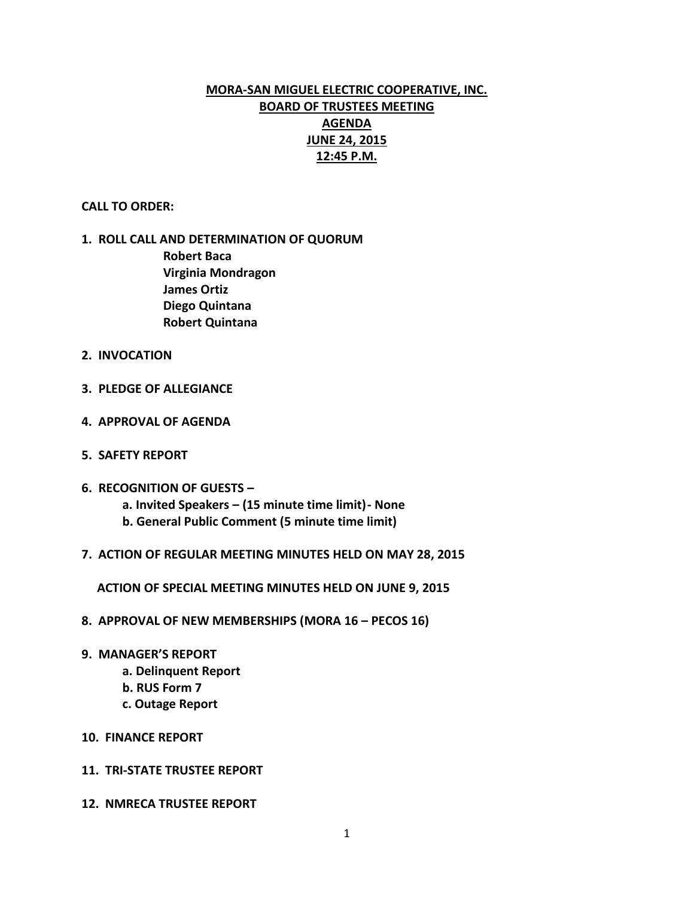# MORA-SAN MIGUEL ELECTRIC COOPERATIVE, INC.
## BOARD OF TRUSTEES MEETING
## AGENDA
## JUNE 24, 2015
## 12:45 P.M.

**CALL TO ORDER:**

**1. ROLL CALL AND DETERMINATION OF QUORUM**
- **Robert Baca**
- **Virginia Mondragon**
- **James Ortiz**
- **Diego Quintana**
- **Robert Quintana**

**2. INVOCATION**

**3. PLEDGE OF ALLEGIANCE**

**4. APPROVAL OF AGENDA**

**5. SAFETY REPORT**

**6. RECOGNITION OF GUESTS –**
- **a. Invited Speakers – (15 minute time limit)- None**
- **b. General Public Comment (5 minute time limit)**

**7. ACTION OF REGULAR MEETING MINUTES HELD ON MAY 28, 2015**

**ACTION OF SPECIAL MEETING MINUTES HELD ON JUNE 9, 2015**

**8. APPROVAL OF NEW MEMBERSHIPS (MORA 16 – PECOS 16)**

**9. MANAGER'S REPORT**
- **a. Delinquent Report**
- **b. RUS Form 7**
- **c. Outage Report**

**10. FINANCE REPORT**

**11. TRI-STATE TRUSTEE REPORT**

**12. NMRECA TRUSTEE REPORT**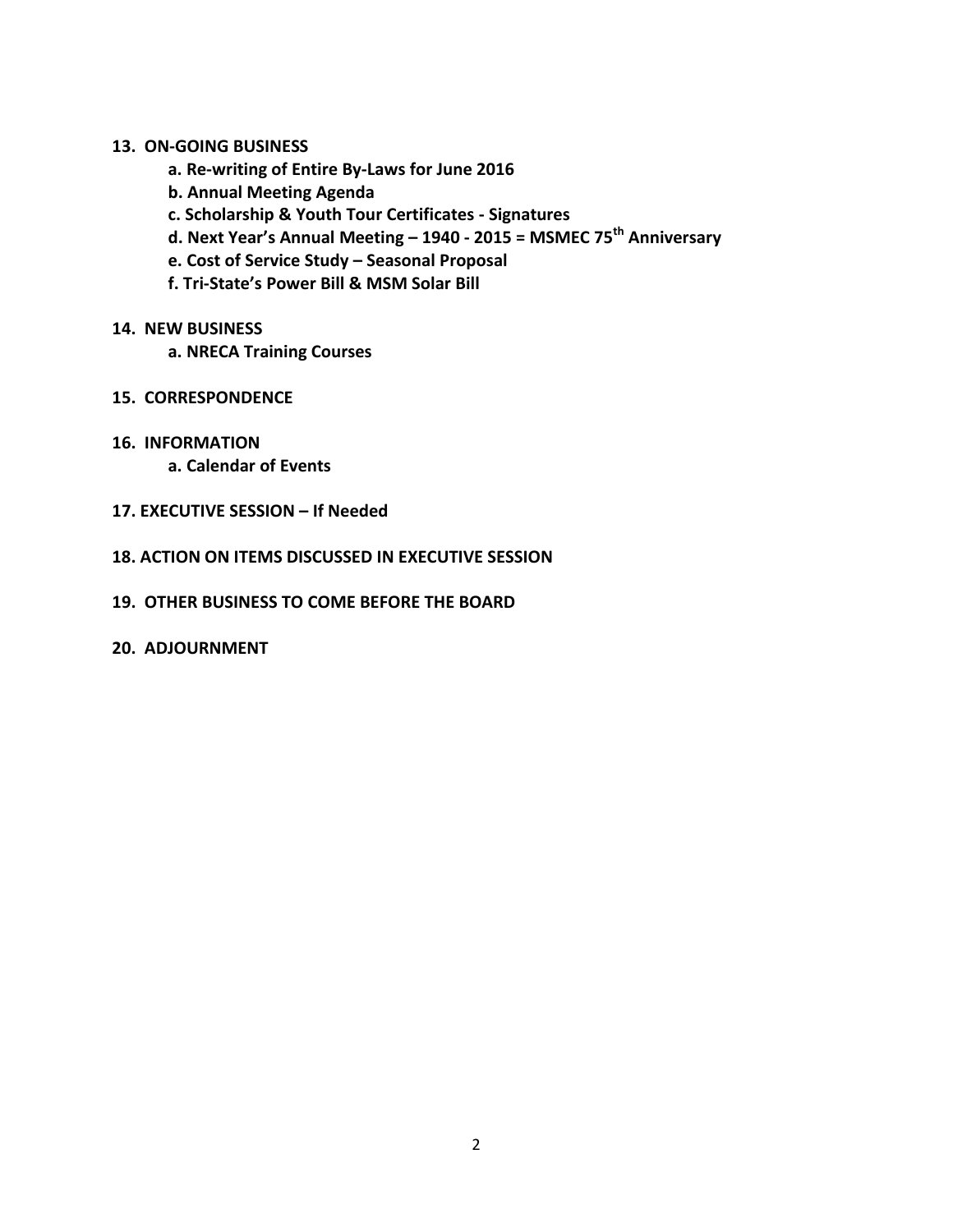**13. ON-GOING BUSINESS**

- **a. Re-writing of Entire By-Laws for June 2016**
- **b. Annual Meeting Agenda**
- **c. Scholarship & Youth Tour Certificates - Signatures**
- **d. Next Year's Annual Meeting – 1940 - 2015 = MSMEC 75th Anniversary**
- **e. Cost of Service Study – Seasonal Proposal**
- **f. Tri-State's Power Bill & MSM Solar Bill**

**14. NEW BUSINESS**

- **a. NRECA Training Courses**

**15. CORRESPONDENCE**

**16. INFORMATION**

- **a. Calendar of Events**

**17. EXECUTIVE SESSION – If Needed**

**18. ACTION ON ITEMS DISCUSSED IN EXECUTIVE SESSION**

**19. OTHER BUSINESS TO COME BEFORE THE BOARD**

**20. ADJOURNMENT**